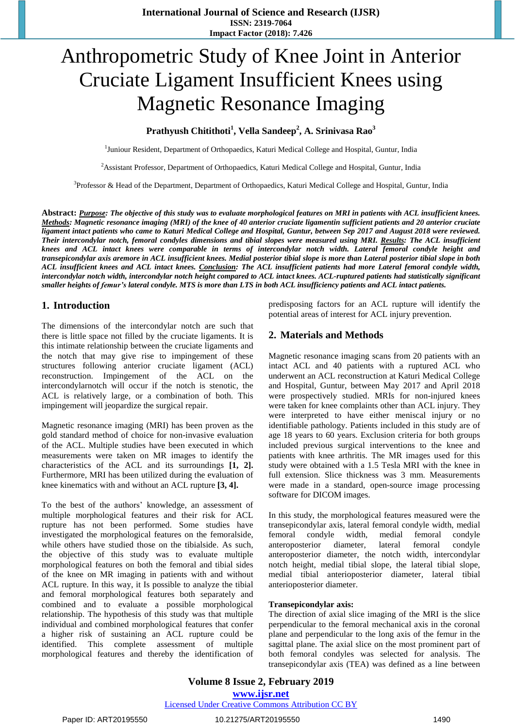# Anthropometric Study of Knee Joint in Anterior Cruciate Ligament Insufficient Knees using Magnetic Resonance Imaging

**Prathyush Chitithoti[1], Vella Sandeep[2], A. Srinivasa Rao[3]**

[1]Juniour Resident, Department of Orthopaedics, Katuri Medical College and Hospital, Guntur, India

[2]Assistant Professor, Department of Orthopaedics, Katuri Medical College and Hospital, Guntur, India

[3]Professor & Head of the Department, Department of Orthopaedics, Katuri Medical College and Hospital, Guntur, India

**Abstract:** ***Purpose**: The objective of this study was to evaluate morphological features on MRI in patients with ACL insufficient knees. **Methods**: Magnetic resonance imaging (MRI) of the knee of 40 anterior cruciate ligamentin sufficient patients and 20 anterior cruciate ligament intact patients who came to Katuri Medical College and Hospital, Guntur, between Sep 2017 and August 2018 were reviewed. Their intercondylar notch, femoral condyles dimensions and tibial slopes were measured using MRI. **Results**: The ACL insufficient knees and ACL intact knees were comparable in terms of intercondylar notch width. Lateral femoral condyle height and transepicondylar axis aremore in ACL insufficient knees. Medial posterior tibial slope is more than Lateral posterior tibial slope in both ACL insufficient knees and ACL intact knees. **Conclusion**: The ACL insufficient patients had more Lateral femoral condyle width, intercondylar notch width, intercondylar notch height compared to ACL intact knees. ACL-ruptured patients had statistically significant smaller heights of femur's lateral condyle. MTS is more than LTS in both ACL insufficiency patients and ACL intact patients.*

## 1. Introduction

The dimensions of the intercondylar notch are such that there is little space not filled by the cruciate ligaments. It is this intimate relationship between the cruciate ligaments and the notch that may give rise to impingement of these structures following anterior cruciate ligament (ACL) reconstruction. Impingement of the ACL on the intercondylarnotch will occur if the notch is stenotic, the ACL is relatively large, or a combination of both. This impingement will jeopardize the surgical repair.

Magnetic resonance imaging (MRI) has been proven as the gold standard method of choice for non-invasive evaluation of the ACL. Multiple studies have been executed in which measurements were taken on MR images to identify the characteristics of the ACL and its surroundings **[1, 2].** Furthermore, MRI has been utilized during the evaluation of knee kinematics with and without an ACL rupture **[3, 4].**

To the best of the authors' knowledge, an assessment of multiple morphological features and their risk for ACL rupture has not been performed. Some studies have investigated the morphological features on the femoralside, while others have studied those on the tibialside. As such, the objective of this study was to evaluate multiple morphological features on both the femoral and tibial sides of the knee on MR imaging in patients with and without ACL rupture. In this way, it Is possible to analyze the tibial and femoral morphological features both separately and combined and to evaluate a possible morphological relationship. The hypothesis of this study was that multiple individual and combined morphological features that confer a higher risk of sustaining an ACL rupture could be identified. This complete assessment of multiple morphological features and thereby the identification of predisposing factors for an ACL rupture will identify the potential areas of interest for ACL injury prevention.

## 2. Materials and Methods

Magnetic resonance imaging scans from 20 patients with an intact ACL and 40 patients with a ruptured ACL who underwent an ACL reconstruction at Katuri Medical College and Hospital, Guntur, between May 2017 and April 2018 were prospectively studied. MRIs for non-injured knees were taken for knee complaints other than ACL injury. They were interpreted to have either meniscal injury or no identifiable pathology. Patients included in this study are of age 18 years to 60 years. Exclusion criteria for both groups included previous surgical interventions to the knee and patients with knee arthritis. The MR images used for this study were obtained with a 1.5 Tesla MRI with the knee in full extension. Slice thickness was 3 mm. Measurements were made in a standard, open-source image processing software for DICOM images.

In this study, the morphological features measured were the transepicondylar axis, lateral femoral condyle width, medial femoral condyle width, medial femoral condyle anteroposterior diameter, lateral femoral condyle anteroposterior diameter, the notch width, intercondylar notch height, medial tibial slope, the lateral tibial slope, medial tibial anterioposterior diameter, lateral tibial anterioposterior diameter.

**Transepicondylar axis:**
The direction of axial slice imaging of the MRI is the slice perpendicular to the femoral mechanical axis in the coronal plane and perpendicular to the long axis of the femur in the sagittal plane. The axial slice on the most prominent part of both femoral condyles was selected for analysis. The transepicondylar axis (TEA) was defined as a line between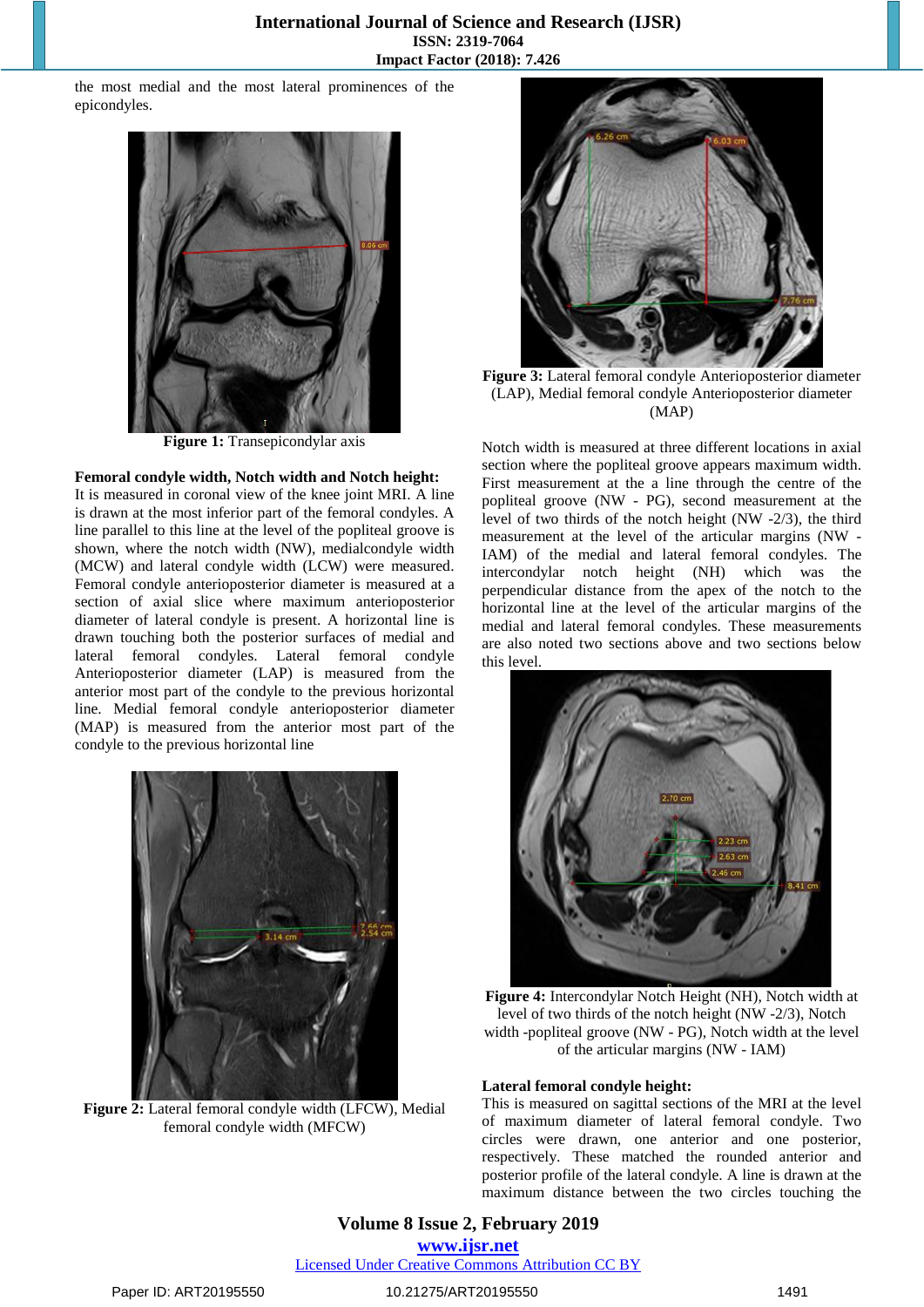the most medial and the most lateral prominences of the epicondyles.

**Figure 1:** Transepicondylar axis

**Femoral condyle width, Notch width and Notch height:**

It is measured in coronal view of the knee joint MRI. A line is drawn at the most inferior part of the femoral condyles. A line parallel to this line at the level of the popliteal groove is shown, where the notch width (NW), medialcondyle width (MCW) and lateral condyle width (LCW) were measured. Femoral condyle anteroposterior diameter is measured at a section of axial slice where maximum anteroposterior diameter of lateral condyle is present. A horizontal line is drawn touching both the posterior surfaces of medial and lateral femoral condyles. Lateral femoral condyle Anterioposterior diameter (LAP) is measured from the anterior most part of the condyle to the previous horizontal line. Medial femoral condyle anteroposterior diameter (MAP) is measured from the anterior most part of the condyle to the previous horizontal line

**Figure 2:** Lateral femoral condyle width (LFCW), Medial femoral condyle width (MFCW)

**Figure 3:** Lateral femoral condyle Anterioposterior diameter (LAP), Medial femoral condyle Anterioposterior diameter (MAP)

Notch width is measured at three different locations in axial section where the popliteal groove appears maximum width. First measurement at the a line through the centre of the popliteal groove (NW - PG), second measurement at the level of two thirds of the notch height (NW -2/3), the third measurement at the level of the articular margins (NW - IAM) of the medial and lateral femoral condyles. The intercondylar notch height (NH) which was the perpendicular distance from the apex of the notch to the horizontal line at the level of the articular margins of the medial and lateral femoral condyles. These measurements are also noted two sections above and two sections below this level.

**Figure 4:** Intercondylar Notch Height (NH), Notch width at level of two thirds of the notch height (NW -2/3), Notch width -popliteal groove (NW - PG), Notch width at the level of the articular margins (NW - IAM)

**Lateral femoral condyle height:**

This is measured on sagittal sections of the MRI at the level of maximum diameter of lateral femoral condyle. Two circles were drawn, one anterior and one posterior, respectively. These matched the rounded anterior and posterior profile of the lateral condyle. A line is drawn at the maximum distance between the two circles touching the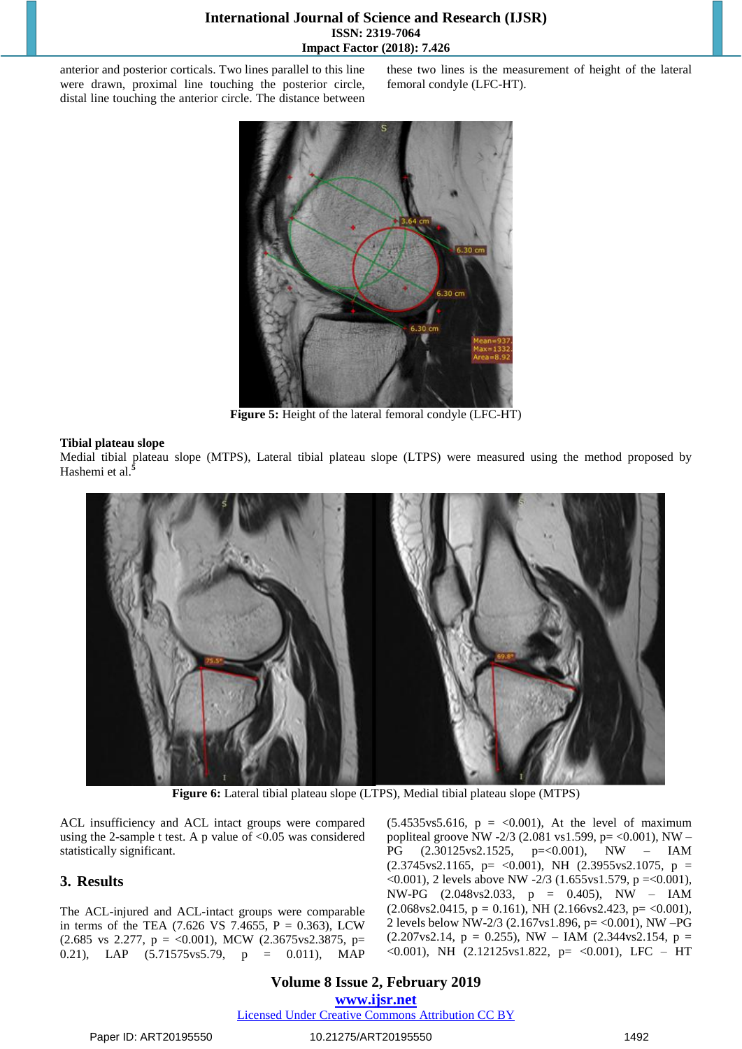anterior and posterior corticals. Two lines parallel to this line were drawn, proximal line touching the posterior circle, distal line touching the anterior circle. The distance between these two lines is the measurement of height of the lateral femoral condyle (LFC-HT).

**Figure 5:** Height of the lateral femoral condyle (LFC-HT)

**Tibial plateau slope**

Medial tibial plateau slope (MTPS), Lateral tibial plateau slope (LTPS) were measured using the method proposed by Hashemi et al.[5]

**Figure 6:** Lateral tibial plateau slope (LTPS), Medial tibial plateau slope (MTPS)

ACL insufficiency and ACL intact groups were compared using the 2-sample t test. A p value of <0.05 was considered statistically significant.

## 3. Results

The ACL-injured and ACL-intact groups were comparable in terms of the TEA (7.626 VS 7.4655, P = 0.363), LCW (2.685 vs 2.277, p = <0.001), MCW (2.3675vs2.3875, p= 0.21), LAP (5.71575vs5.79, p = 0.011), MAP (5.4535vs5.616, p = <0.001), At the level of maximum popliteal groove NW -2/3 (2.081 vs1.599, p= <0.001), NW – PG (2.30125vs2.1525, p=<0.001), NW – IAM (2.3745vs2.1165, p= <0.001), NH (2.3955vs2.1075, p = <0.001), 2 levels above NW -2/3 (1.655vs1.579, p =<0.001), NW-PG (2.048vs2.033, p = 0.405), NW – IAM (2.068vs2.0415, p = 0.161), NH (2.166vs2.423, p= <0.001), 2 levels below NW-2/3 (2.167vs1.896, p= <0.001), NW –PG (2.207vs2.14, p = 0.255), NW – IAM (2.344vs2.154, p = <0.001), NH (2.12125vs1.822, p= <0.001), LFC – HT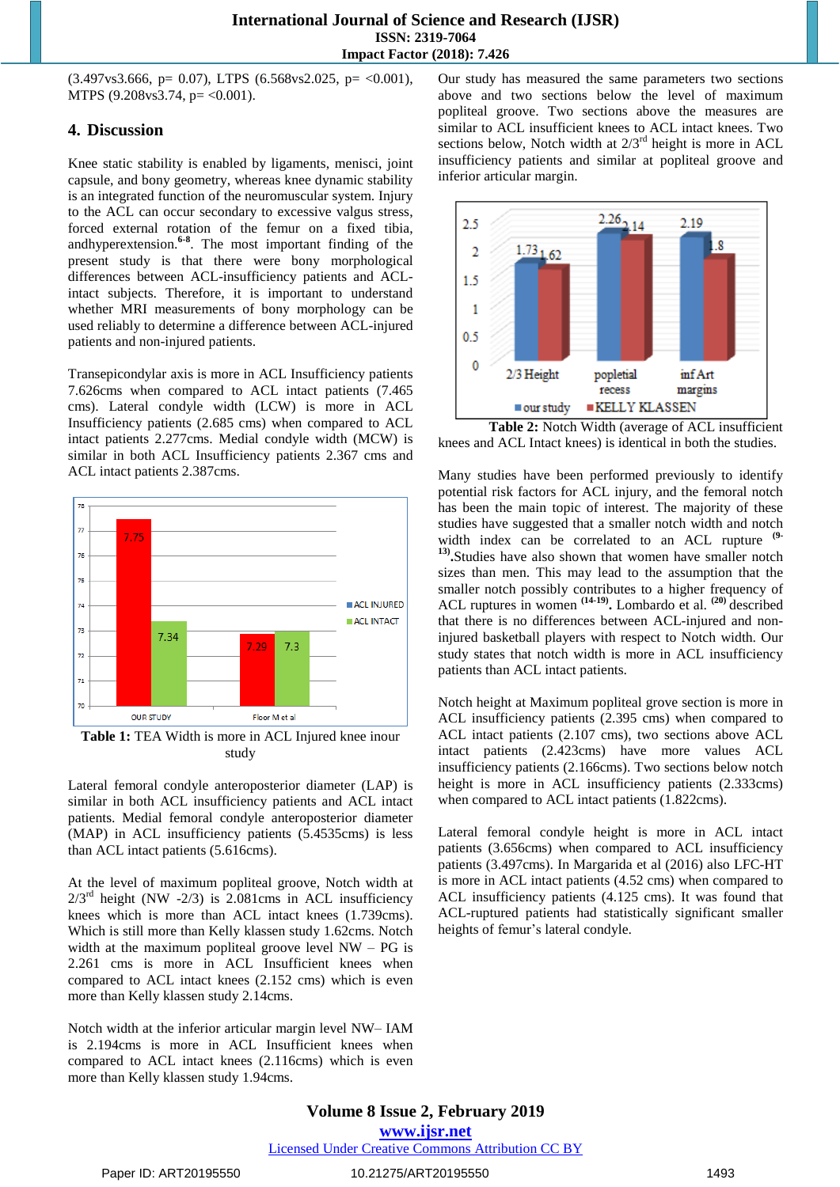(3.497vs3.666, p= 0.07), LTPS (6.568vs2.025, p= <0.001), MTPS (9.208vs3.74, p= <0.001).

## 4. Discussion

Knee static stability is enabled by ligaments, menisci, joint capsule, and bony geometry, whereas knee dynamic stability is an integrated function of the neuromuscular system. Injury to the ACL can occur secondary to excessive valgus stress, forced external rotation of the femur on a fixed tibia, andhyperextension.[6-8]. The most important finding of the present study is that there were bony morphological differences between ACL-insufficiency patients and ACL-intact subjects. Therefore, it is important to understand whether MRI measurements of bony morphology can be used reliably to determine a difference between ACL-injured patients and non-injured patients.

Transepicondylar axis is more in ACL Insufficiency patients 7.626cms when compared to ACL intact patients (7.465 cms). Lateral condyle width (LCW) is more in ACL Insufficiency patients (2.685 cms) when compared to ACL intact patients 2.277cms. Medial condyle width (MCW) is similar in both ACL Insufficiency patients 2.367 cms and ACL intact patients 2.387cms.

| | ACL INJURED | ACL INTACT |
|---|---|---|
| OUR STUDY | 7.75 | 7.34 |
| Floor M et al | 7.29 | 7.3 |

**Table 1:** TEA Width is more in ACL Injured knee inour study

Lateral femoral condyle anteroposterior diameter (LAP) is similar in both ACL insufficiency patients and ACL intact patients. Medial femoral condyle anteroposterior diameter (MAP) in ACL insufficiency patients (5.4535cms) is less than ACL intact patients (5.616cms).

At the level of maximum popliteal groove, Notch width at 2/3rd height (NW -2/3) is 2.081cms in ACL insufficiency knees which is more than ACL intact knees (1.739cms). Which is still more than Kelly klassen study 1.62cms. Notch width at the maximum popliteal groove level NW – PG is 2.261 cms is more in ACL Insufficient knees when compared to ACL intact knees (2.152 cms) which is even more than Kelly klassen study 2.14cms.

Notch width at the inferior articular margin level NW– IAM is 2.194cms is more in ACL Insufficient knees when compared to ACL intact knees (2.116cms) which is even more than Kelly klassen study 1.94cms.

Our study has measured the same parameters two sections above and two sections below the level of maximum popliteal groove. Two sections above the measures are similar to ACL insufficient knees to ACL intact knees. Two sections below, Notch width at 2/3rd height is more in ACL insufficiency patients and similar at popliteal groove and inferior articular margin.

| | our study | KELLY KLASSEN |
|---|---|---|
| 2/3 Height | 1.73 | 1.62 |
| popletial recess | 2.26 | 2.14 |
| inf Art margins | 2.19 | 1.8 |

**Table 2:** Notch Width (average of ACL insufficient knees and ACL Intact knees) is identical in both the studies.

Many studies have been performed previously to identify potential risk factors for ACL injury, and the femoral notch has been the main topic of interest. The majority of these studies have suggested that a smaller notch width and notch width index can be correlated to an ACL rupture [9-13].Studies have also shown that women have smaller notch sizes than men. This may lead to the assumption that the smaller notch possibly contributes to a higher frequency of ACL ruptures in women [14-19]. Lombardo et al. [20] described that there is no differences between ACL-injured and non-injured basketball players with respect to Notch width. Our study states that notch width is more in ACL insufficiency patients than ACL intact patients.

Notch height at Maximum popliteal grove section is more in ACL insufficiency patients (2.395 cms) when compared to ACL intact patients (2.107 cms), two sections above ACL intact patients (2.423cms) have more values ACL insufficiency patients (2.166cms). Two sections below notch height is more in ACL insufficiency patients (2.333cms) when compared to ACL intact patients (1.822cms).

Lateral femoral condyle height is more in ACL intact patients (3.656cms) when compared to ACL insufficiency patients (3.497cms). In Margarida et al (2016) also LFC-HT is more in ACL intact patients (4.52 cms) when compared to ACL insufficiency patients (4.125 cms). It was found that ACL-ruptured patients had statistically significant smaller heights of femur's lateral condyle.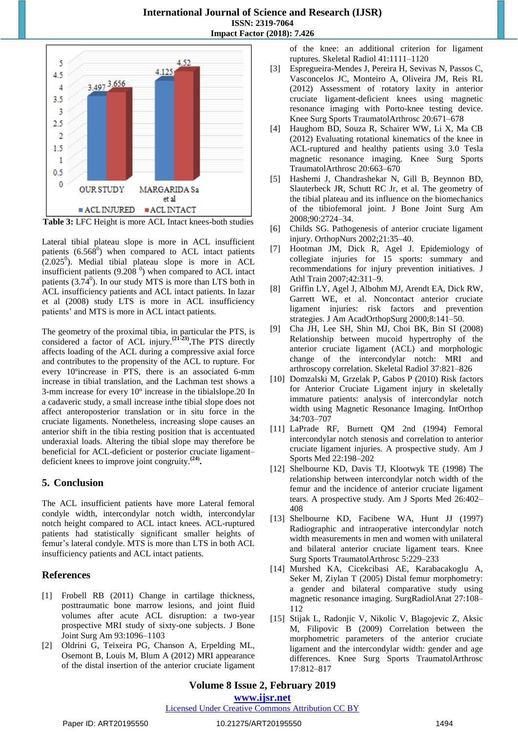Table 3: LFC Height is more ACL Intact knees-both studies

| | ACL INJURED | ACL INTACT |
|---|---|---|
| OUR STUDY | 3.497 | 3.656 |
| MARGARIDA Sa et al | 4.125 | 4.52 |

Lateral tibial plateau slope is more in ACL insufficient patients (6.568$^0$) when compared to ACL intact patients (2.025$^0$). Medial tibial plateau slope is more in ACL insufficient patients (9.208 $^0$) when compared to ACL intact patients (3.74$^0$). In our study MTS is more than LTS both in ACL insufficiency patients and ACL intact patients. In lazar et al (2008) study LTS is more in ACL insufficiency patients' and MTS is more in ACL intact patients.

The geometry of the proximal tibia, in particular the PTS, is considered a factor of ACL injury.[21-23]**.**The PTS directly affects loading of the ACL during a compressive axial force and contributes to the propensity of the ACL to rupture. For every 10ºincrease in PTS, there is an associated 6-mm increase in tibial translation, and the Lachman test shows a 3-mm increase for every 10º increase in the tibialslope.20 In a cadaveric study, a small increase inthe tibial slope does not affect anteroposterior translation or in situ force in the cruciate ligaments. Nonetheless, increasing slope causes an anterior shift in the tibia resting position that is accentuated underaxial loads. Altering the tibial slope may therefore be beneficial for ACL-deficient or posterior cruciate ligament–deficient knees to improve joint congruity.[24]**.**

## 5. Conclusion

The ACL insufficient patients have more Lateral femoral condyle width, intercondylar notch width, intercondylar notch height compared to ACL intact knees. ACL-ruptured patients had statistically significant smaller heights of femur's lateral condyle. MTS is more than LTS in both ACL insufficiency patients and ACL intact patients.

## References

[1] Frobell RB (2011) Change in cartilage thickness, posttraumatic bone marrow lesions, and joint fluid volumes after acute ACL disruption: a two-year prospective MRI study of sixty-one subjects. J Bone Joint Surg Am 93:1096–1103

[2] Oldrini G, Teixeira PG, Chanson A, Erpelding ML, Osemont B, Louis M, Blum A (2012) MRI appearance of the distal insertion of the anterior cruciate ligament of the knee: an additional criterion for ligament ruptures. Skeletal Radiol 41:1111–1120

[3] Espregueira-Mendes J, Pereira H, Sevivas N, Passos C, Vasconcelos JC, Monteiro A, Oliveira JM, Reis RL (2012) Assessment of rotatory laxity in anterior cruciate ligament-deficient knees using magnetic resonance imaging with Porto-knee testing device. Knee Surg Sports TraumatolArthrosc 20:671–678

[4] Haughom BD, Souza R, Schairer WW, Li X, Ma CB (2012) Evaluating rotational kinematics of the knee in ACL-ruptured and healthy patients using 3.0 Tesla magnetic resonance imaging. Knee Surg Sports TraumatolArthrosc 20:663–670

[5] Hashemi J, Chandrashekar N, Gill B, Beynnon BD, Slauterbeck JR, Schutt RC Jr, et al. The geometry of the tibial plateau and its influence on the biomechanics of the tibiofemoral joint. J Bone Joint Surg Am 2008;90:2724–34.

[6] Childs SG. Pathogenesis of anterior cruciate ligament injury. OrthopNurs 2002;21:35–40.

[7] Hootman JM, Dick R, Agel J. Epidemiology of collegiate injuries for 15 sports: summary and recommendations for injury prevention initiatives. J Athl Train 2007;42:311–9.

[8] Griffin LY, Agel J, Albohm MJ, Arendt EA, Dick RW, Garrett WE, et al. Noncontact anterior cruciate ligament injuries: risk factors and prevention strategies. J Am AcadOrthopSurg 2000;8:141–50.

[9] Cha JH, Lee SH, Shin MJ, Choi BK, Bin SI (2008) Relationship between mucoid hypertrophy of the anterior cruciate ligament (ACL) and morphologic change of the intercondylar notch: MRI and arthroscopy correlation. Skeletal Radiol 37:821–826

[10] Domzalski M, Grzelak P, Gabos P (2010) Risk factors for Anterior Cruciate Ligament injury in skeletally immature patients: analysis of intercondylar notch width using Magnetic Resonance Imaging. IntOrthop 34:703–707

[11] LaPrade RF, Burnett QM 2nd (1994) Femoral intercondylar notch stenosis and correlation to anterior cruciate ligament injuries. A prospective study. Am J Sports Med 22:198–202

[12] Shelbourne KD, Davis TJ, Klootwyk TE (1998) The relationship between intercondylar notch width of the femur and the incidence of anterior cruciate ligament tears. A prospective study. Am J Sports Med 26:402–408

[13] Shelbourne KD, Facibene WA, Hunt JJ (1997) Radiographic and intraoperative intercondylar notch width measurements in men and women with unilateral and bilateral anterior cruciate ligament tears. Knee Surg Sports TraumatolArthrosc 5:229–233

[14] Murshed KA, Cicekcibasi AE, Karabacakoglu A, Seker M, Ziylan T (2005) Distal femur morphometry: a gender and bilateral comparative study using magnetic resonance imaging. SurgRadiolAnat 27:108–112

[15] Stijak L, Radonjic V, Nikolic V, Blagojevic Z, Aksic M, Filipovic B (2009) Correlation between the morphometric parameters of the anterior cruciate ligament and the intercondylar width: gender and age differences. Knee Surg Sports TraumatolArthrosc 17:812–817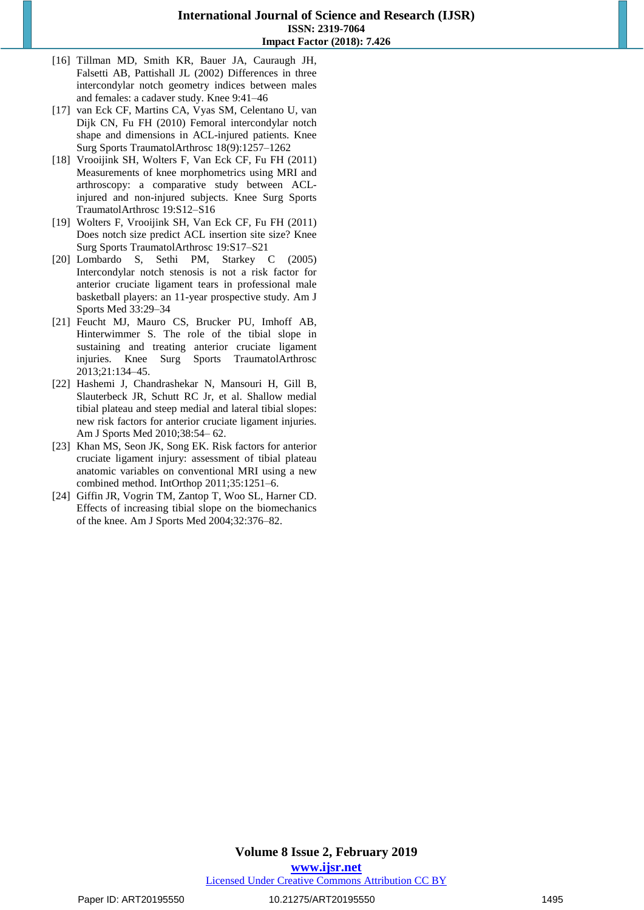[16] Tillman MD, Smith KR, Bauer JA, Cauraugh JH, Falsetti AB, Pattishall JL (2002) Differences in three intercondylar notch geometry indices between males and females: a cadaver study. Knee 9:41–46

[17] van Eck CF, Martins CA, Vyas SM, Celentano U, van Dijk CN, Fu FH (2010) Femoral intercondylar notch shape and dimensions in ACL-injured patients. Knee Surg Sports TraumatolArthrosc 18(9):1257–1262

[18] Vrooijink SH, Wolters F, Van Eck CF, Fu FH (2011) Measurements of knee morphometrics using MRI and arthroscopy: a comparative study between ACL-injured and non-injured subjects. Knee Surg Sports TraumatolArthrosc 19:S12–S16

[19] Wolters F, Vrooijink SH, Van Eck CF, Fu FH (2011) Does notch size predict ACL insertion site size? Knee Surg Sports TraumatolArthrosc 19:S17–S21

[20] Lombardo S, Sethi PM, Starkey C (2005) Intercondylar notch stenosis is not a risk factor for anterior cruciate ligament tears in professional male basketball players: an 11-year prospective study. Am J Sports Med 33:29–34

[21] Feucht MJ, Mauro CS, Brucker PU, Imhoff AB, Hinterwimmer S. The role of the tibial slope in sustaining and treating anterior cruciate ligament injuries. Knee Surg Sports TraumatolArthrosc 2013;21:134–45.

[22] Hashemi J, Chandrashekar N, Mansouri H, Gill B, Slauterbeck JR, Schutt RC Jr, et al. Shallow medial tibial plateau and steep medial and lateral tibial slopes: new risk factors for anterior cruciate ligament injuries. Am J Sports Med 2010;38:54– 62.

[23] Khan MS, Seon JK, Song EK. Risk factors for anterior cruciate ligament injury: assessment of tibial plateau anatomic variables on conventional MRI using a new combined method. IntOrthop 2011;35:1251–6.

[24] Giffin JR, Vogrin TM, Zantop T, Woo SL, Harner CD. Effects of increasing tibial slope on the biomechanics of the knee. Am J Sports Med 2004;32:376–82.